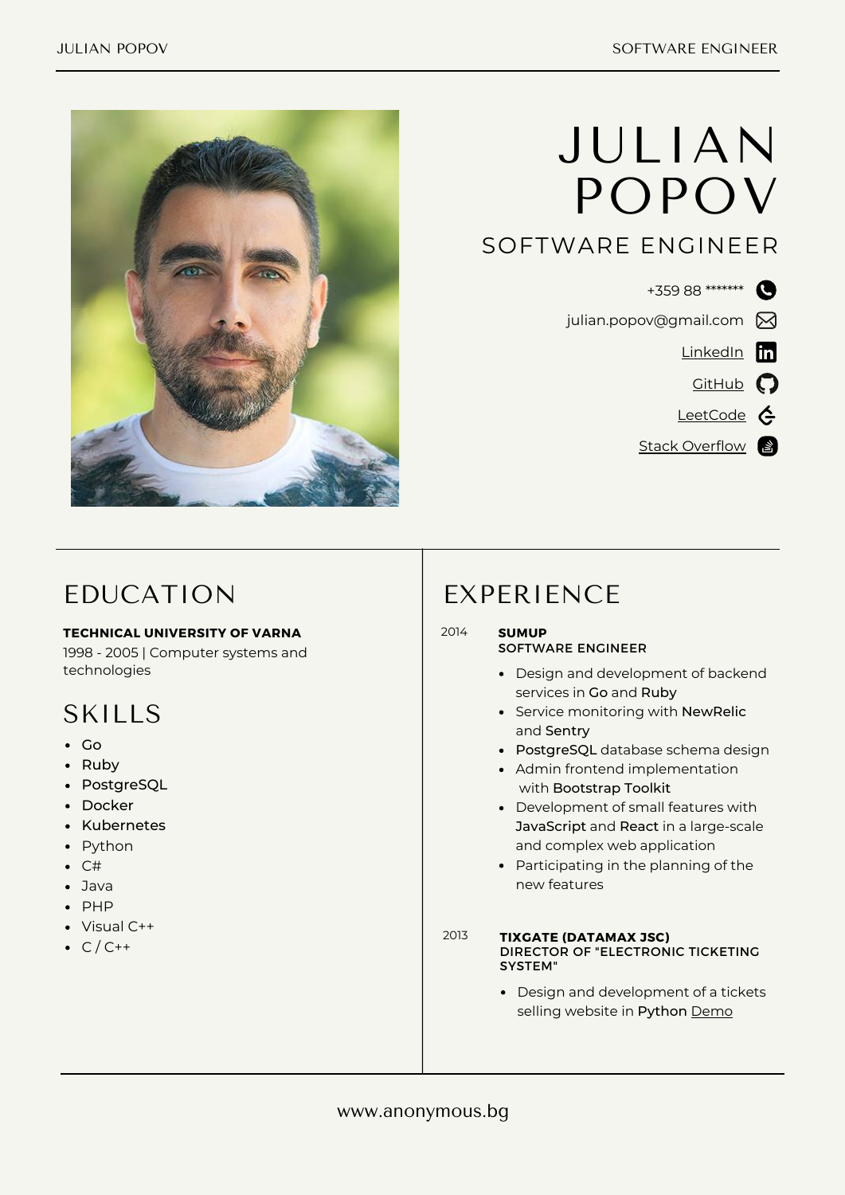# JULIAN POPOV

## SOFTWARE ENGINEER

+359 88 *******

julian.popov@gmail.com

LinkedIn

GitHub

LeetCode

Stack Overflow

## EDUCATION

**TECHNICAL UNIVERSITY OF VARNA**

1998 - 2005 | Computer systems and technologies

## SKILLS

- Go
- Ruby
- PostgreSQL
- Docker
- Kubernetes
- Python
- C#
- Java
- PHP
- Visual C++
- C / C++

## EXPERIENCE

2014

**SUMUP**
**SOFTWARE ENGINEER**

- Design and development of backend services in Go and Ruby
- Service monitoring with NewRelic and Sentry
- PostgreSQL database schema design
- Admin frontend implementation with Bootstrap Toolkit
- Development of small features with JavaScript and React in a large-scale and complex web application
- Participating in the planning of the new features

2013

**TIXGATE (DATAMAX JSC)**
**DIRECTOR OF "ELECTRONIC TICKETING SYSTEM"**

- Design and development of a tickets selling website in Python Demo

www.anonymous.bg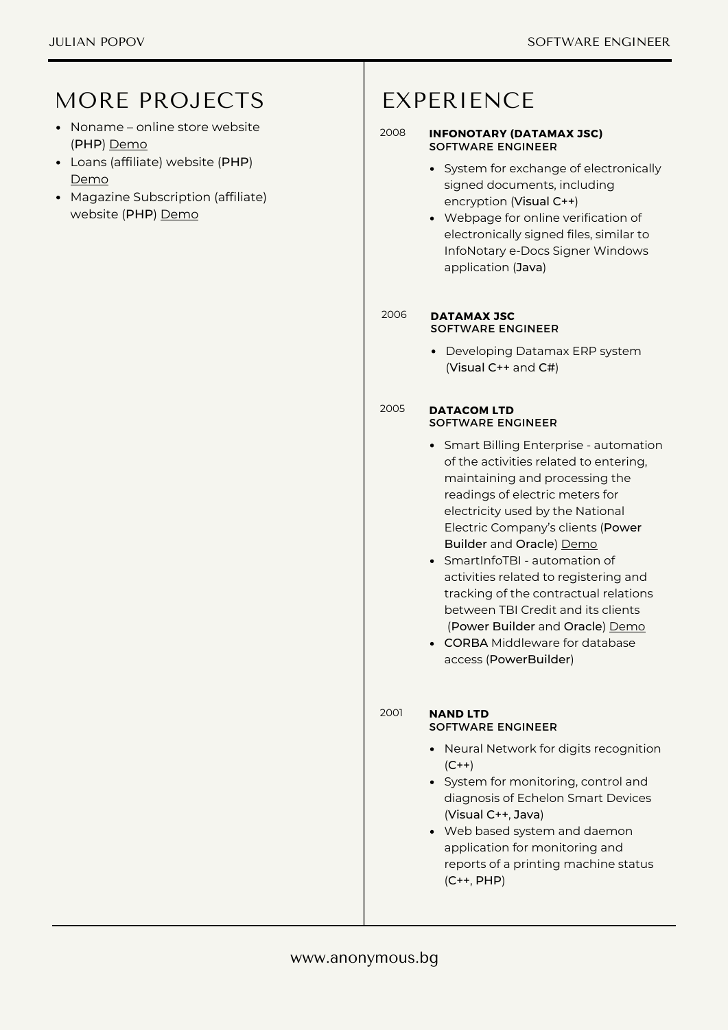## MORE PROJECTS

- Noname – online store website (PHP) Demo
- Loans (affiliate) website (PHP) Demo
- Magazine Subscription (affiliate) website (PHP) Demo

## EXPERIENCE

2008 **INFONOTARY (DATAMAX JSC)**
SOFTWARE ENGINEER

- System for exchange of electronically signed documents, including encryption (Visual C++)
- Webpage for online verification of electronically signed files, similar to InfoNotary e-Docs Signer Windows application (Java)

2006 **DATAMAX JSC**
SOFTWARE ENGINEER

- Developing Datamax ERP system (Visual C++ and C#)

2005 **DATACOM LTD**
SOFTWARE ENGINEER

- Smart Billing Enterprise - automation of the activities related to entering, maintaining and processing the readings of electric meters for electricity used by the National Electric Company's clients (Power Builder and Oracle) Demo
- SmartInfoTBI - automation of activities related to registering and tracking of the contractual relations between TBI Credit and its clients (Power Builder and Oracle) Demo
- CORBA Middleware for database access (PowerBuilder)

2001 **NAND LTD**
SOFTWARE ENGINEER

- Neural Network for digits recognition (C++)
- System for monitoring, control and diagnosis of Echelon Smart Devices (Visual C++, Java)
- Web based system and daemon application for monitoring and reports of a printing machine status (C++, PHP)

www.anonymous.bg